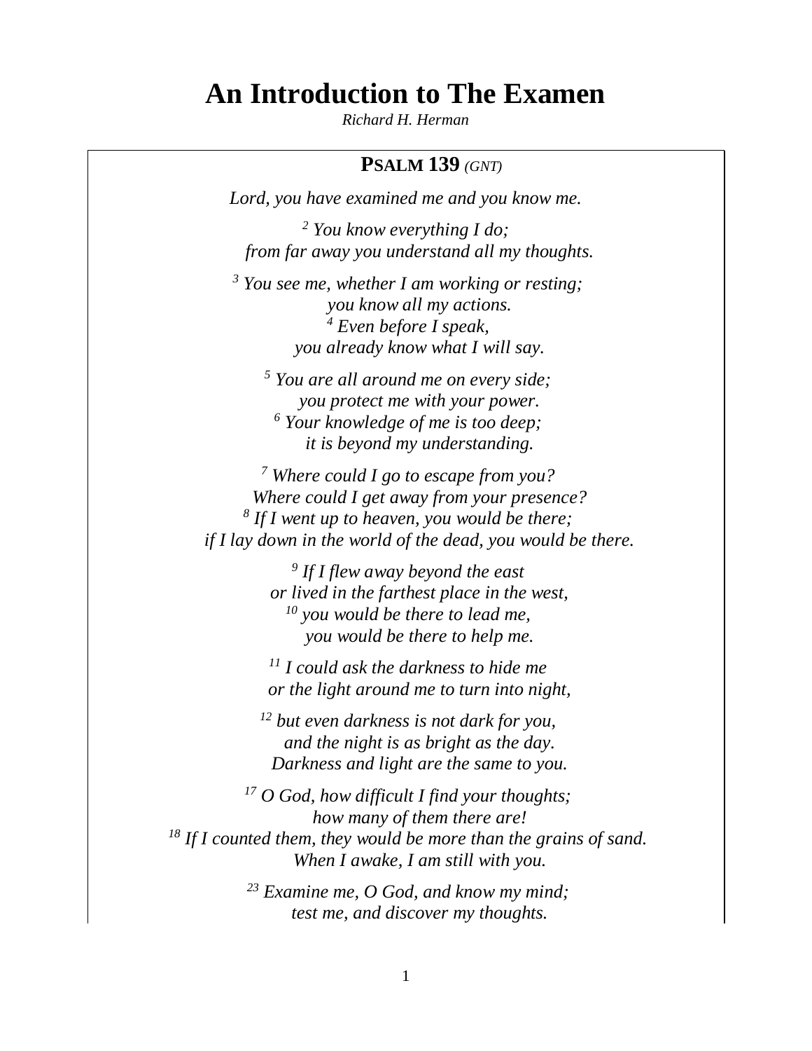# An Introduction to The Examen

*Richard H. Herman*

**PSALM 139** *(GNT)*

*Lord, you have examined me and you know me.*

*[2] You know everything I do;*
*from far away you understand all my thoughts.*

*[3] You see me, whether I am working or resting;*
*you know all my actions.*
*[4] Even before I speak,*
*you already know what I will say.*

*[5] You are all around me on every side;*
*you protect me with your power.*
*[6] Your knowledge of me is too deep;*
*it is beyond my understanding.*

*[7] Where could I go to escape from you?*
*Where could I get away from your presence?*
*[8] If I went up to heaven, you would be there;*
*if I lay down in the world of the dead, you would be there.*

*[9] If I flew away beyond the east*
*or lived in the farthest place in the west,*
*[10] you would be there to lead me,*
*you would be there to help me.*

*[11] I could ask the darkness to hide me*
*or the light around me to turn into night,*

*[12] but even darkness is not dark for you,*
*and the night is as bright as the day.*
*Darkness and light are the same to you.*

*[17] O God, how difficult I find your thoughts;*
*how many of them there are!*
*[18] If I counted them, they would be more than the grains of sand.*
*When I awake, I am still with you.*

*[23] Examine me, O God, and know my mind;*
*test me, and discover my thoughts.*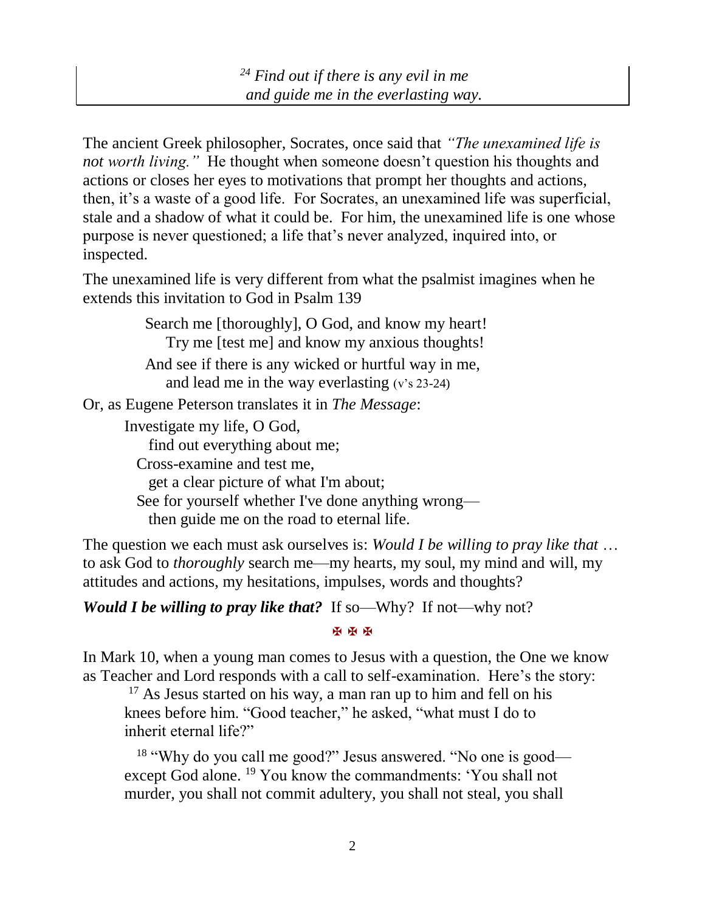> *[24] Find out if there is any evil in me*
> *and guide me in the everlasting way.*

The ancient Greek philosopher, Socrates, once said that *"The unexamined life is not worth living."* He thought when someone doesn't question his thoughts and actions or closes her eyes to motivations that prompt her thoughts and actions, then, it's a waste of a good life. For Socrates, an unexamined life was superficial, stale and a shadow of what it could be. For him, the unexamined life is one whose purpose is never questioned; a life that's never analyzed, inquired into, or inspected.

The unexamined life is very different from what the psalmist imagines when he extends this invitation to God in Psalm 139

> Search me [thoroughly], O God, and know my heart!
> Try me [test me] and know my anxious thoughts!
> And see if there is any wicked or hurtful way in me,
> and lead me in the way everlasting (v's 23-24)

Or, as Eugene Peterson translates it in *The Message*:

> Investigate my life, O God,
> find out everything about me;
> Cross-examine and test me,
> get a clear picture of what I'm about;
> See for yourself whether I've done anything wrong—
> then guide me on the road to eternal life.

The question we each must ask ourselves is: *Would I be willing to pray like that* … to ask God to *thoroughly* search me—my hearts, my soul, my mind and will, my attitudes and actions, my hesitations, impulses, words and thoughts?

***Would I be willing to pray like that?*** If so—Why? If not—why not?

✠ ✠ ✠

In Mark 10, when a young man comes to Jesus with a question, the One we know as Teacher and Lord responds with a call to self-examination. Here's the story:

> [17] As Jesus started on his way, a man ran up to him and fell on his knees before him. "Good teacher," he asked, "what must I do to inherit eternal life?"
>
> [18] "Why do you call me good?" Jesus answered. "No one is good—except God alone. [19] You know the commandments: 'You shall not murder, you shall not commit adultery, you shall not steal, you shall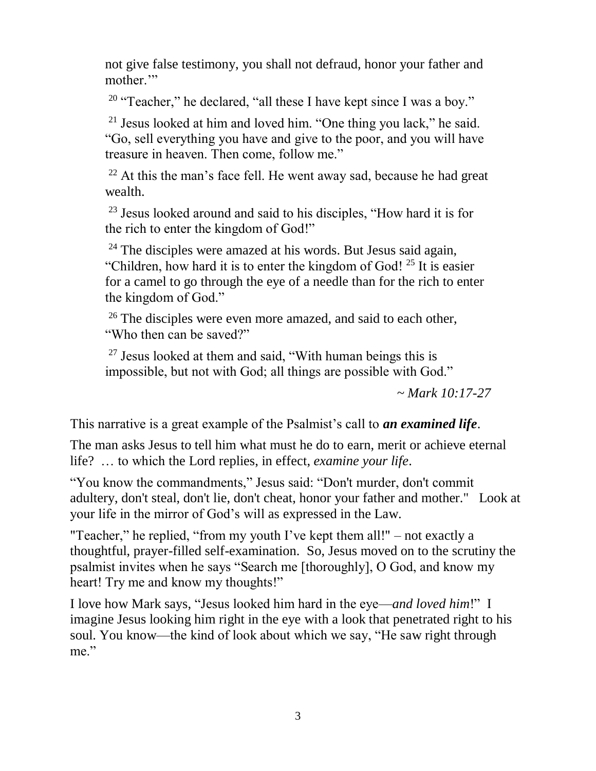> not give false testimony, you shall not defraud, honor your father and mother.'"
>
> [20] "Teacher," he declared, "all these I have kept since I was a boy."
>
> [21] Jesus looked at him and loved him. "One thing you lack," he said. "Go, sell everything you have and give to the poor, and you will have treasure in heaven. Then come, follow me."
>
> [22] At this the man's face fell. He went away sad, because he had great wealth.
>
> [23] Jesus looked around and said to his disciples, "How hard it is for the rich to enter the kingdom of God!"
>
> [24] The disciples were amazed at his words. But Jesus said again, "Children, how hard it is to enter the kingdom of God! [25] It is easier for a camel to go through the eye of a needle than for the rich to enter the kingdom of God."
>
> [26] The disciples were even more amazed, and said to each other, "Who then can be saved?"
>
> [27] Jesus looked at them and said, "With human beings this is impossible, but not with God; all things are possible with God."
>
> *~ Mark 10:17-27*

This narrative is a great example of the Psalmist's call to ***an examined life***.

The man asks Jesus to tell him what must he do to earn, merit or achieve eternal life? … to which the Lord replies, in effect, *examine your life*.

"You know the commandments," Jesus said: "Don't murder, don't commit adultery, don't steal, don't lie, don't cheat, honor your father and mother." Look at your life in the mirror of God's will as expressed in the Law.

"Teacher," he replied, "from my youth I've kept them all!" – not exactly a thoughtful, prayer-filled self-examination. So, Jesus moved on to the scrutiny the psalmist invites when he says "Search me [thoroughly], O God, and know my heart! Try me and know my thoughts!"

I love how Mark says, "Jesus looked him hard in the eye—*and loved him*!" I imagine Jesus looking him right in the eye with a look that penetrated right to his soul. You know—the kind of look about which we say, "He saw right through me."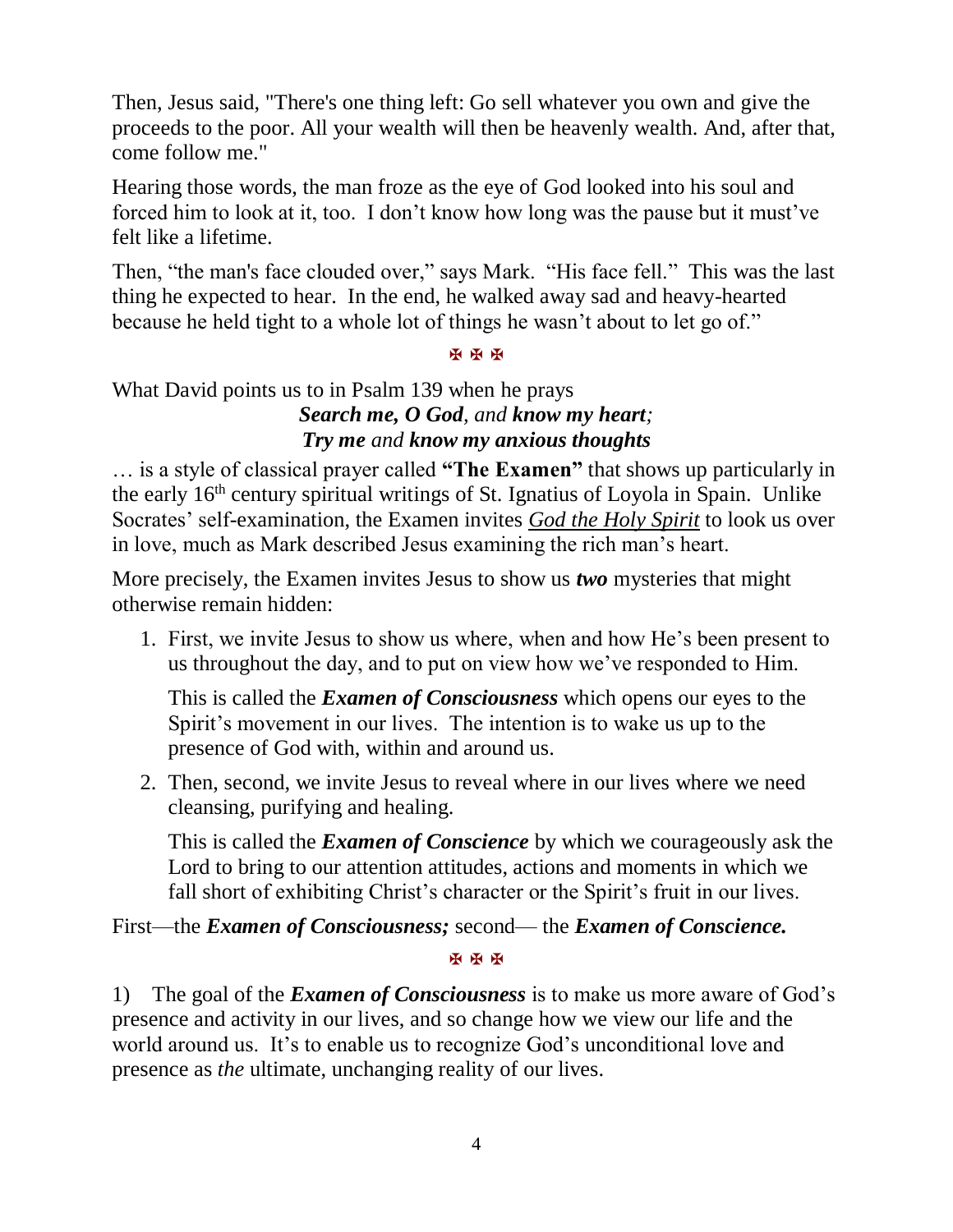Then, Jesus said, "There's one thing left: Go sell whatever you own and give the proceeds to the poor. All your wealth will then be heavenly wealth. And, after that, come follow me."

Hearing those words, the man froze as the eye of God looked into his soul and forced him to look at it, too. I don't know how long was the pause but it must've felt like a lifetime.

Then, "the man's face clouded over," says Mark. "His face fell." This was the last thing he expected to hear. In the end, he walked away sad and heavy-hearted because he held tight to a whole lot of things he wasn't about to let go of."

✠ ✠ ✠

What David points us to in Psalm 139 when he prays

> ***Search me, O God**, and **know my heart**;*
> ***Try me** and **know my anxious thoughts***

… is a style of classical prayer called **"The Examen"** that shows up particularly in the early 16th century spiritual writings of St. Ignatius of Loyola in Spain. Unlike Socrates' self-examination, the Examen invites *God the Holy Spirit* to look us over in love, much as Mark described Jesus examining the rich man's heart.

More precisely, the Examen invites Jesus to show us ***two*** mysteries that might otherwise remain hidden:

1. First, we invite Jesus to show us where, when and how He's been present to us throughout the day, and to put on view how we've responded to Him.

   This is called the ***Examen of Consciousness*** which opens our eyes to the Spirit's movement in our lives. The intention is to wake us up to the presence of God with, within and around us.

2. Then, second, we invite Jesus to reveal where in our lives where we need cleansing, purifying and healing.

   This is called the ***Examen of Conscience*** by which we courageously ask the Lord to bring to our attention attitudes, actions and moments in which we fall short of exhibiting Christ's character or the Spirit's fruit in our lives.

First—the ***Examen of Consciousness;*** second— the ***Examen of Conscience.***

✠ ✠ ✠

1) The goal of the ***Examen of Consciousness*** is to make us more aware of God's presence and activity in our lives, and so change how we view our life and the world around us. It's to enable us to recognize God's unconditional love and presence as *the* ultimate, unchanging reality of our lives.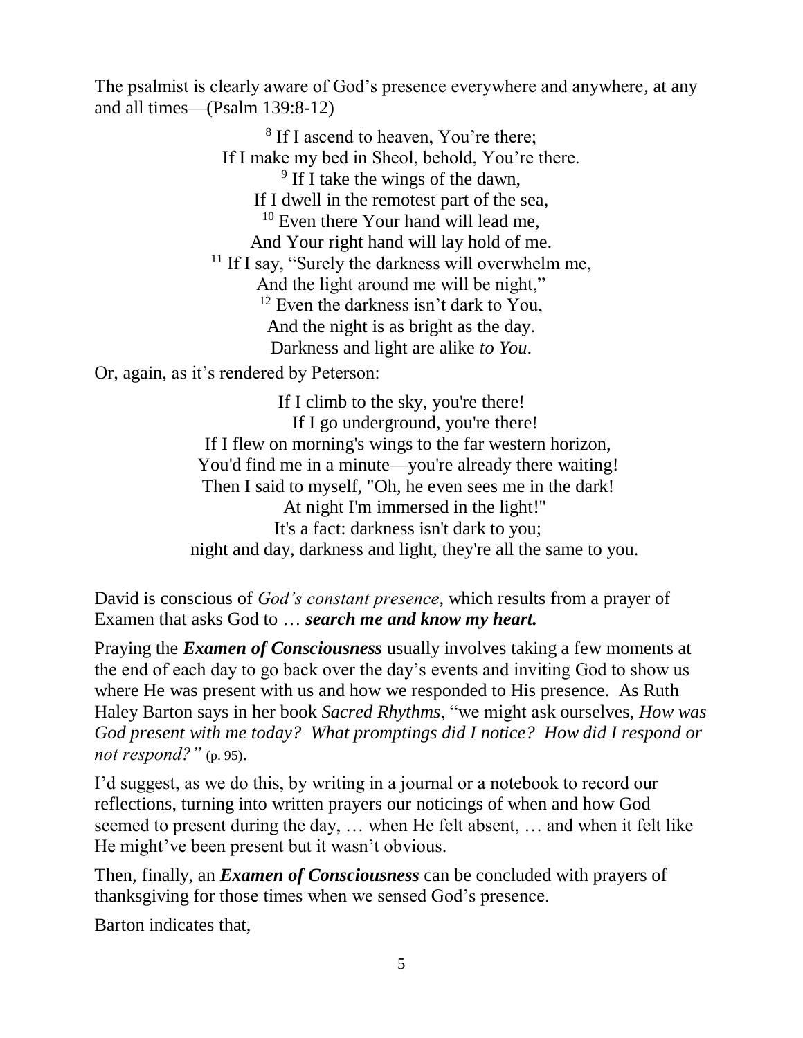The psalmist is clearly aware of God's presence everywhere and anywhere, at any and all times—(Psalm 139:8-12)

> [8] If I ascend to heaven, You're there;
> If I make my bed in Sheol, behold, You're there.
> [9] If I take the wings of the dawn,
> If I dwell in the remotest part of the sea,
> [10] Even there Your hand will lead me,
> And Your right hand will lay hold of me.
> [11] If I say, "Surely the darkness will overwhelm me,
> And the light around me will be night,"
> [12] Even the darkness isn't dark to You,
> And the night is as bright as the day.
> Darkness and light are alike *to You*.

Or, again, as it's rendered by Peterson:

> If I climb to the sky, you're there!
> If I go underground, you're there!
> If I flew on morning's wings to the far western horizon,
> You'd find me in a minute—you're already there waiting!
> Then I said to myself, "Oh, he even sees me in the dark!
> At night I'm immersed in the light!"
> It's a fact: darkness isn't dark to you;
> night and day, darkness and light, they're all the same to you.

David is conscious of *God's constant presence*, which results from a prayer of Examen that asks God to … ***search me and know my heart.***

Praying the ***Examen of Consciousness*** usually involves taking a few moments at the end of each day to go back over the day's events and inviting God to show us where He was present with us and how we responded to His presence. As Ruth Haley Barton says in her book *Sacred Rhythms*, "we might ask ourselves, *How was God present with me today? What promptings did I notice? How did I respond or not respond?"* (p. 95).

I'd suggest, as we do this, by writing in a journal or a notebook to record our reflections, turning into written prayers our noticings of when and how God seemed to present during the day, … when He felt absent, … and when it felt like He might've been present but it wasn't obvious.

Then, finally, an ***Examen of Consciousness*** can be concluded with prayers of thanksgiving for those times when we sensed God's presence.

Barton indicates that,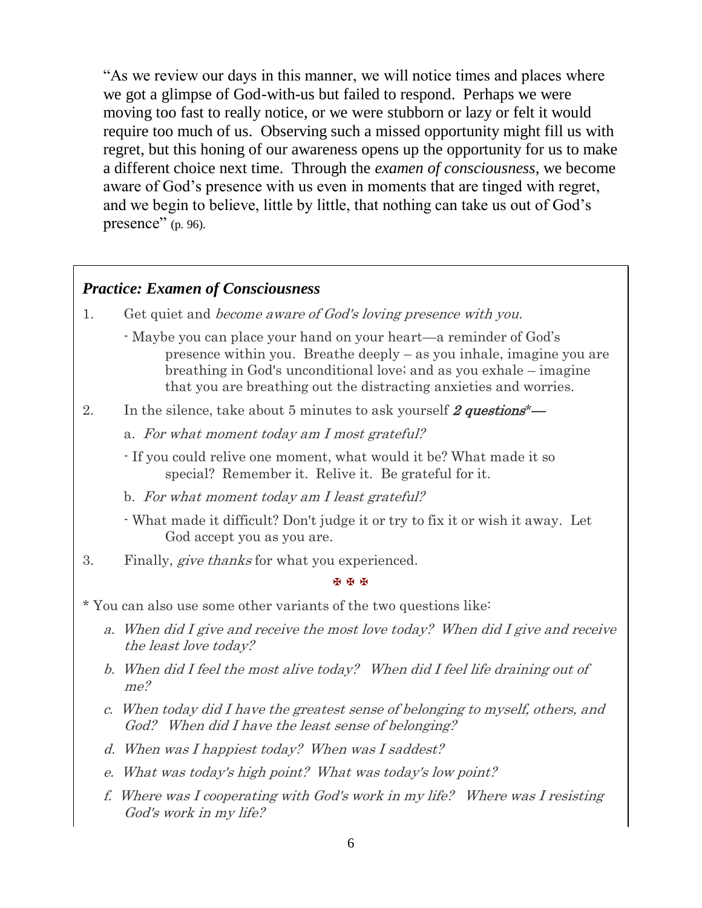"As we review our days in this manner, we will notice times and places where we got a glimpse of God-with-us but failed to respond. Perhaps we were moving too fast to really notice, or we were stubborn or lazy or felt it would require too much of us. Observing such a missed opportunity might fill us with regret, but this honing of our awareness opens up the opportunity for us to make a different choice next time. Through the *examen of consciousness*, we become aware of God's presence with us even in moments that are tinged with regret, and we begin to believe, little by little, that nothing can take us out of God's presence" (p. 96).

### *Practice: Examen of Consciousness*

1. Get quiet and *become aware of God's loving presence with you.*

   - Maybe you can place your hand on your heart—a reminder of God's presence within you. Breathe deeply – as you inhale, imagine you are breathing in God's unconditional love; and as you exhale – imagine that you are breathing out the distracting anxieties and worries.

2. In the silence, take about 5 minutes to ask yourself ***2 questions****—

   a. *For what moment today am I most grateful?*

   - If you could relive one moment, what would it be? What made it so special? Remember it. Relive it. Be grateful for it.

   b. *For what moment today am I least grateful?*

   - What made it difficult? Don't judge it or try to fix it or wish it away. Let God accept you as you are.

3. Finally, *give thanks* for what you experienced.

✠ ✠ ✠

* You can also use some other variants of the two questions like:

   a. *When did I give and receive the most love today? When did I give and receive the least love today?*

   b. *When did I feel the most alive today? When did I feel life draining out of me?*

   c. *When today did I have the greatest sense of belonging to myself, others, and God? When did I have the least sense of belonging?*

   d. *When was I happiest today? When was I saddest?*

   e. *What was today's high point? What was today's low point?*

   f. *Where was I cooperating with God's work in my life? Where was I resisting God's work in my life?*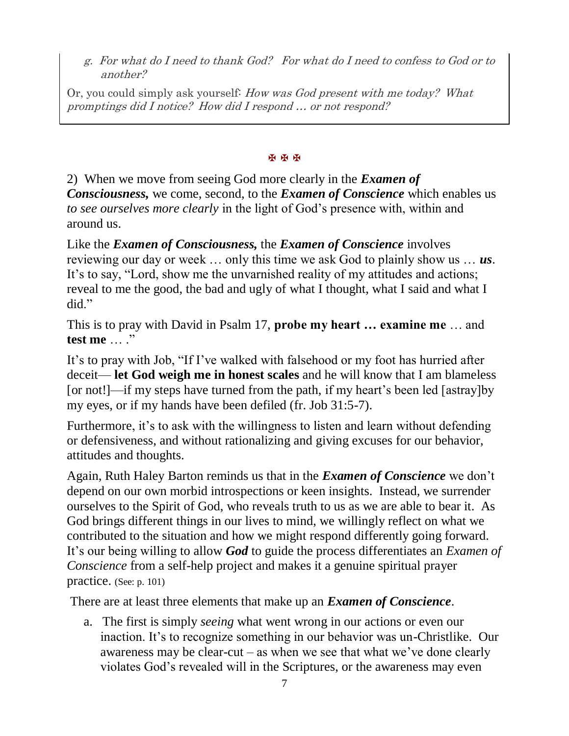g. *For what do I need to thank God? For what do I need to confess to God or to another?*

Or, you could simply ask yourself: *How was God present with me today? What promptings did I notice? How did I respond … or not respond?*

✠ ✠ ✠

2) When we move from seeing God more clearly in the ***Examen of Consciousness,*** we come, second, to the ***Examen of Conscience*** which enables us *to see ourselves more clearly* in the light of God's presence with, within and around us.

Like the ***Examen of Consciousness,*** the ***Examen of Conscience*** involves reviewing our day or week … only this time we ask God to plainly show us … ***us***. It's to say, "Lord, show me the unvarnished reality of my attitudes and actions; reveal to me the good, the bad and ugly of what I thought, what I said and what I did."

This is to pray with David in Psalm 17, **probe my heart … examine me** … and **test me** … ."

It's to pray with Job, "If I've walked with falsehood or my foot has hurried after deceit— **let God weigh me in honest scales** and he will know that I am blameless [or not!]—if my steps have turned from the path, if my heart's been led [astray]by my eyes, or if my hands have been defiled (fr. Job 31:5-7).

Furthermore, it's to ask with the willingness to listen and learn without defending or defensiveness, and without rationalizing and giving excuses for our behavior, attitudes and thoughts.

Again, Ruth Haley Barton reminds us that in the ***Examen of Conscience*** we don't depend on our own morbid introspections or keen insights. Instead, we surrender ourselves to the Spirit of God, who reveals truth to us as we are able to bear it. As God brings different things in our lives to mind, we willingly reflect on what we contributed to the situation and how we might respond differently going forward. It's our being willing to allow ***God*** to guide the process differentiates an *Examen of Conscience* from a self-help project and makes it a genuine spiritual prayer practice. (See: p. 101)

There are at least three elements that make up an ***Examen of Conscience***.

a. The first is simply *seeing* what went wrong in our actions or even our inaction. It's to recognize something in our behavior was un-Christlike. Our awareness may be clear-cut – as when we see that what we've done clearly violates God's revealed will in the Scriptures, or the awareness may even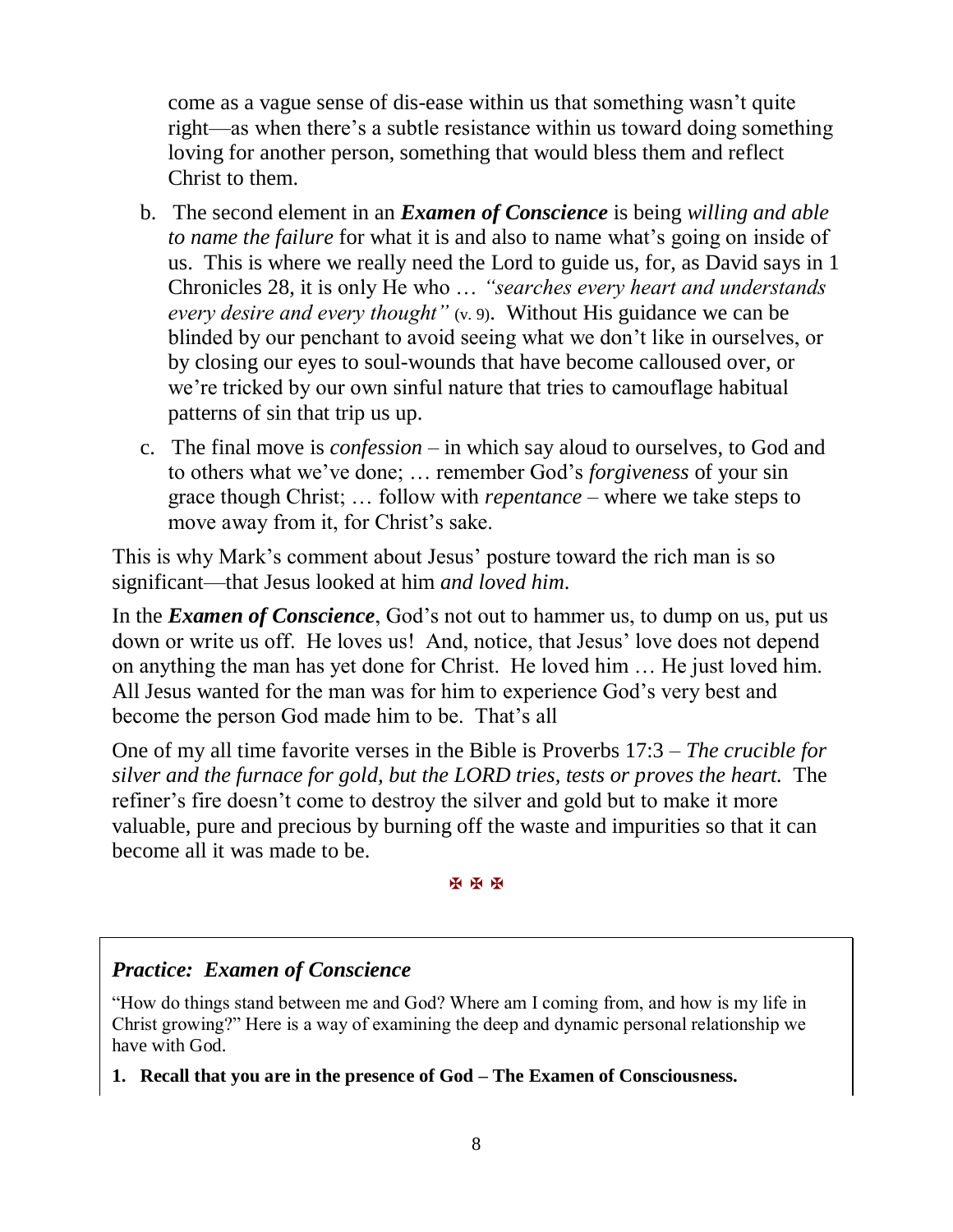come as a vague sense of dis-ease within us that something wasn't quite right—as when there's a subtle resistance within us toward doing something loving for another person, something that would bless them and reflect Christ to them.

b. The second element in an ***Examen of Conscience*** is being *willing and able to name the failure* for what it is and also to name what's going on inside of us. This is where we really need the Lord to guide us, for, as David says in 1 Chronicles 28, it is only He who … *"searches every heart and understands every desire and every thought"* (v. 9). Without His guidance we can be blinded by our penchant to avoid seeing what we don't like in ourselves, or by closing our eyes to soul-wounds that have become calloused over, or we're tricked by our own sinful nature that tries to camouflage habitual patterns of sin that trip us up.

c. The final move is *confession* – in which say aloud to ourselves, to God and to others what we've done; … remember God's *forgiveness* of your sin grace though Christ; … follow with *repentance* – where we take steps to move away from it, for Christ's sake.

This is why Mark's comment about Jesus' posture toward the rich man is so significant—that Jesus looked at him *and loved him.*

In the ***Examen of Conscience***, God's not out to hammer us, to dump on us, put us down or write us off. He loves us! And, notice, that Jesus' love does not depend on anything the man has yet done for Christ. He loved him … He just loved him. All Jesus wanted for the man was for him to experience God's very best and become the person God made him to be. That's all

One of my all time favorite verses in the Bible is Proverbs 17:3 – *The crucible for silver and the furnace for gold, but the LORD tries, tests or proves the heart.* The refiner's fire doesn't come to destroy the silver and gold but to make it more valuable, pure and precious by burning off the waste and impurities so that it can become all it was made to be.

✠ ✠ ✠

### *Practice: Examen of Conscience*

"How do things stand between me and God? Where am I coming from, and how is my life in Christ growing?" Here is a way of examining the deep and dynamic personal relationship we have with God.

**1. Recall that you are in the presence of God – The Examen of Consciousness.**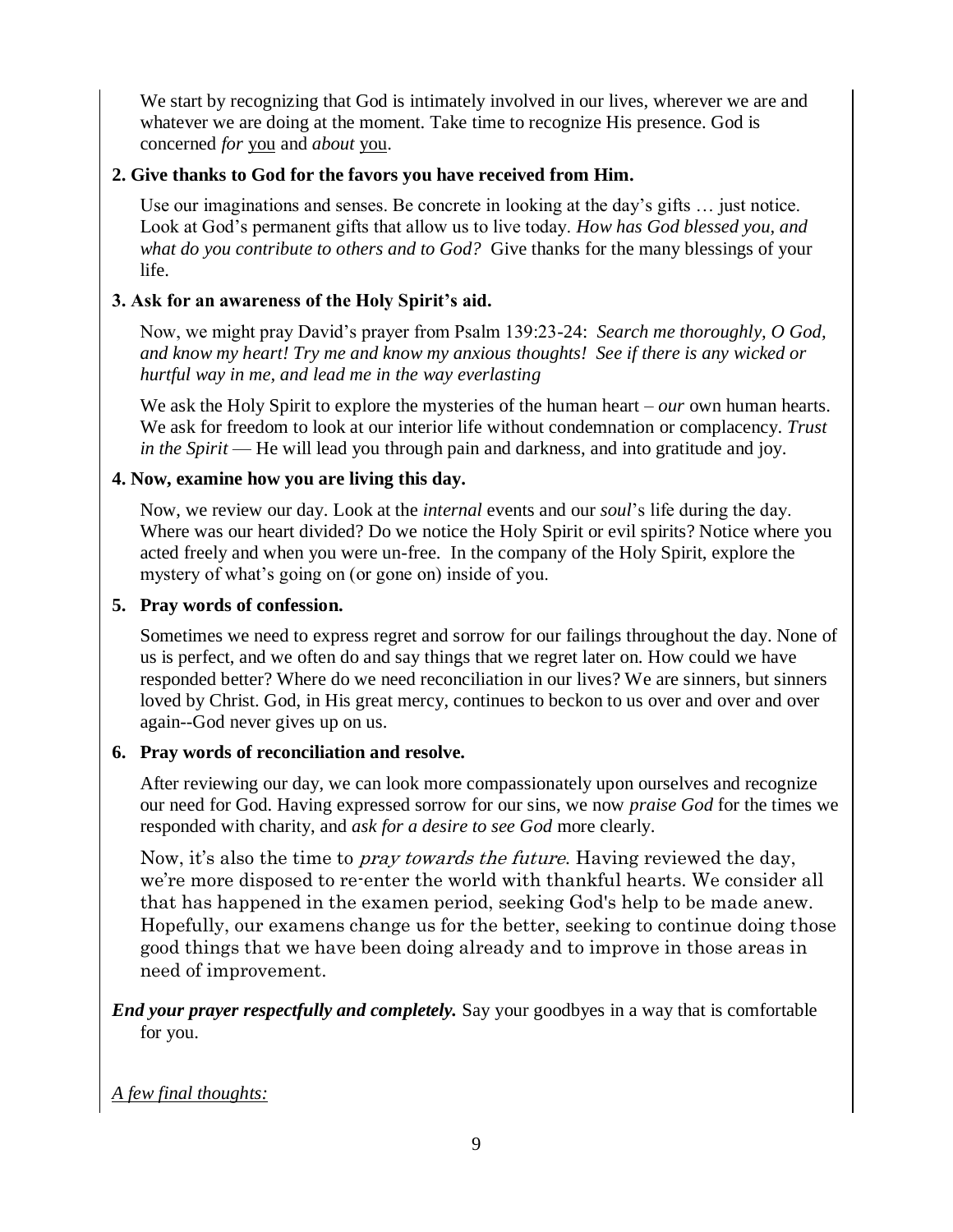We start by recognizing that God is intimately involved in our lives, wherever we are and whatever we are doing at the moment. Take time to recognize His presence. God is concerned *for* <u>you</u> and *about* <u>you</u>.

**2. Give thanks to God for the favors you have received from Him.**

Use our imaginations and senses. Be concrete in looking at the day's gifts … just notice. Look at God's permanent gifts that allow us to live today. *How has God blessed you, and what do you contribute to others and to God?* Give thanks for the many blessings of your life.

**3. Ask for an awareness of the Holy Spirit's aid.**

Now, we might pray David's prayer from Psalm 139:23-24: *Search me thoroughly, O God, and know my heart! Try me and know my anxious thoughts! See if there is any wicked or hurtful way in me, and lead me in the way everlasting*

We ask the Holy Spirit to explore the mysteries of the human heart – *our* own human hearts. We ask for freedom to look at our interior life without condemnation or complacency. *Trust in the Spirit* — He will lead you through pain and darkness, and into gratitude and joy.

**4. Now, examine how you are living this day.**

Now, we review our day. Look at the *internal* events and our *soul*'s life during the day. Where was our heart divided? Do we notice the Holy Spirit or evil spirits? Notice where you acted freely and when you were un-free. In the company of the Holy Spirit, explore the mystery of what's going on (or gone on) inside of you.

**5. Pray words of confession.**

Sometimes we need to express regret and sorrow for our failings throughout the day. None of us is perfect, and we often do and say things that we regret later on. How could we have responded better? Where do we need reconciliation in our lives? We are sinners, but sinners loved by Christ. God, in His great mercy, continues to beckon to us over and over and over again--God never gives up on us.

**6. Pray words of reconciliation and resolve.**

After reviewing our day, we can look more compassionately upon ourselves and recognize our need for God. Having expressed sorrow for our sins, we now *praise God* for the times we responded with charity, and *ask for a desire to see God* more clearly.

Now, it's also the time to *pray towards the future*. Having reviewed the day, we're more disposed to re-enter the world with thankful hearts. We consider all that has happened in the examen period, seeking God's help to be made anew. Hopefully, our examens change us for the better, seeking to continue doing those good things that we have been doing already and to improve in those areas in need of improvement.

***End your prayer respectfully and completely.*** Say your goodbyes in a way that is comfortable for you.

*<u>A few final thoughts:</u>*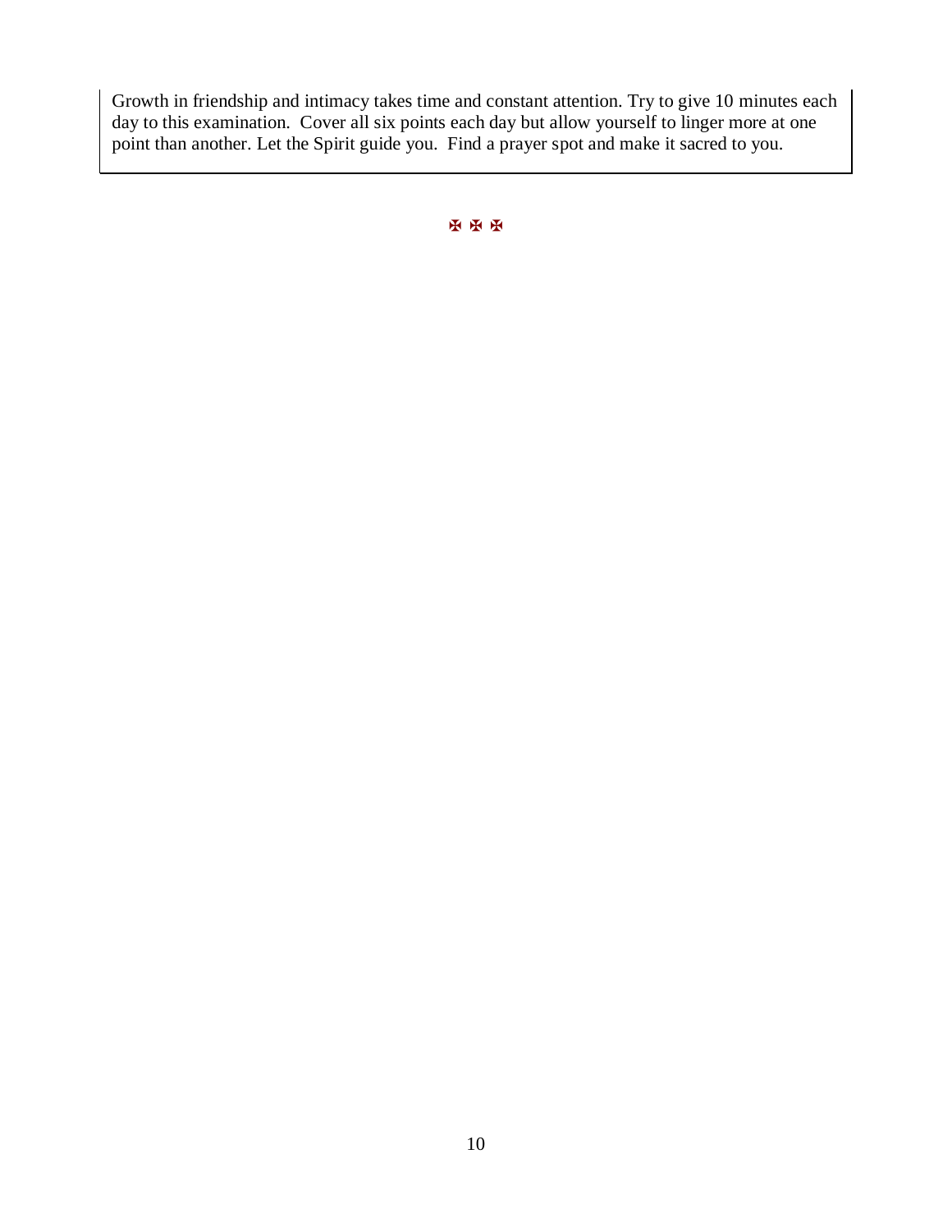Growth in friendship and intimacy takes time and constant attention. Try to give 10 minutes each day to this examination. Cover all six points each day but allow yourself to linger more at one point than another. Let the Spirit guide you. Find a prayer spot and make it sacred to you.

✠ ✠ ✠